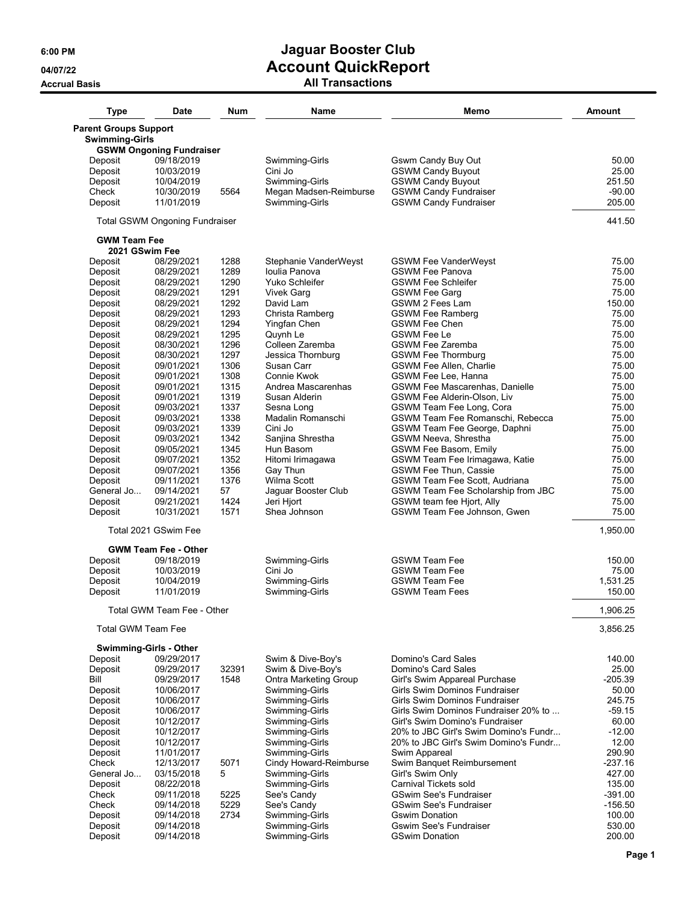# Jaguar Booster Club
## Account QuickReport
### All Transactions

6:00 PM
04/07/22
Accrual Basis

| Type | Date | Num | Name | Memo | Amount |
|---|---|---|---|---|---|
| **Parent Groups Support** | | | | | |
| **Swimming-Girls** | | | | | |
| **GSWM Ongoning Fundraiser** | | | | | |
| Deposit | 09/18/2019 | | Swimming-Girls | Gswm Candy Buy Out | 50.00 |
| Deposit | 10/03/2019 | | Cini Jo | GSWM Candy Buyout | 25.00 |
| Deposit | 10/04/2019 | | Swimming-Girls | GSWM Candy Buyout | 251.50 |
| Check | 10/30/2019 | 5564 | Megan Madsen-Reimburse | GSWM Candy Fundraiser | -90.00 |
| Deposit | 11/01/2019 | | Swimming-Girls | GSWM Candy Fundraiser | 205.00 |
| Total GSWM Ongoning Fundraiser | | | | | 441.50 |
| **GWM Team Fee** | | | | | |
| **2021 GSwim Fee** | | | | | |
| Deposit | 08/29/2021 | 1288 | Stephanie VanderWeyst | GSWM Fee VanderWeyst | 75.00 |
| Deposit | 08/29/2021 | 1289 | Ioulia Panova | GSWM Fee Panova | 75.00 |
| Deposit | 08/29/2021 | 1290 | Yuko Schleifer | GSWM Fee Schleifer | 75.00 |
| Deposit | 08/29/2021 | 1291 | Vivek Garg | GSWM Fee Garg | 75.00 |
| Deposit | 08/29/2021 | 1292 | David Lam | GSWM 2 Fees Lam | 150.00 |
| Deposit | 08/29/2021 | 1293 | Christa Ramberg | GSWM Fee Ramberg | 75.00 |
| Deposit | 08/29/2021 | 1294 | Yingfan Chen | GSWM Fee Chen | 75.00 |
| Deposit | 08/29/2021 | 1295 | Quynh Le | GSWM Fee Le | 75.00 |
| Deposit | 08/30/2021 | 1296 | Colleen Zaremba | GSWM Fee Zaremba | 75.00 |
| Deposit | 08/30/2021 | 1297 | Jessica Thornburg | GSWM Fee Thormburg | 75.00 |
| Deposit | 09/01/2021 | 1306 | Susan Carr | GSWM Fee Allen, Charlie | 75.00 |
| Deposit | 09/01/2021 | 1308 | Connie Kwok | GSWM Fee Lee, Hanna | 75.00 |
| Deposit | 09/01/2021 | 1315 | Andrea Mascarenhas | GSWM Fee Mascarenhas, Danielle | 75.00 |
| Deposit | 09/01/2021 | 1319 | Susan Alderin | GSWM Fee Alderin-Olson, Liv | 75.00 |
| Deposit | 09/03/2021 | 1337 | Sesna Long | GSWM Team Fee Long, Cora | 75.00 |
| Deposit | 09/03/2021 | 1338 | Madalin Romanschi | GSWM Team Fee Romanschi, Rebecca | 75.00 |
| Deposit | 09/03/2021 | 1339 | Cini Jo | GSWM Team Fee George, Daphni | 75.00 |
| Deposit | 09/03/2021 | 1342 | Sanjina Shrestha | GSWM Neeva, Shrestha | 75.00 |
| Deposit | 09/05/2021 | 1345 | Hun Basom | GSWM Fee Basom, Emily | 75.00 |
| Deposit | 09/07/2021 | 1352 | Hitomi Irimagawa | GSWM Team Fee Irimagawa, Katie | 75.00 |
| Deposit | 09/07/2021 | 1356 | Gay Thun | GSWM Fee Thun, Cassie | 75.00 |
| Deposit | 09/11/2021 | 1376 | Wilma Scott | GSWM Team Fee Scott, Audriana | 75.00 |
| General Jo... | 09/14/2021 | 57 | Jaguar Booster Club | GSWM Team Fee Scholarship from JBC | 75.00 |
| Deposit | 09/21/2021 | 1424 | Jeri Hjort | GSWM team fee Hjort, Ally | 75.00 |
| Deposit | 10/31/2021 | 1571 | Shea Johnson | GSWM Team Fee Johnson, Gwen | 75.00 |
| Total 2021 GSwim Fee | | | | | 1,950.00 |
| **GWM Team Fee - Other** | | | | | |
| Deposit | 09/18/2019 | | Swimming-Girls | GSWM Team Fee | 150.00 |
| Deposit | 10/03/2019 | | Cini Jo | GSWM Team Fee | 75.00 |
| Deposit | 10/04/2019 | | Swimming-Girls | GSWM Team Fee | 1,531.25 |
| Deposit | 11/01/2019 | | Swimming-Girls | GSWM Team Fees | 150.00 |
| Total GWM Team Fee - Other | | | | | 1,906.25 |
| Total GWM Team Fee | | | | | 3,856.25 |
| **Swimming-Girls - Other** | | | | | |
| Deposit | 09/29/2017 | | Swim & Dive-Boy's | Domino's Card Sales | 140.00 |
| Deposit | 09/29/2017 | 32391 | Swim & Dive-Boy's | Domino's Card Sales | 25.00 |
| Bill | 09/29/2017 | 1548 | Ontra Marketing Group | Girl's Swim Appareal Purchase | -205.39 |
| Deposit | 10/06/2017 | | Swimming-Girls | Girls Swim Dominos Fundraiser | 50.00 |
| Deposit | 10/06/2017 | | Swimming-Girls | Girls Swim Dominos Fundraiser | 245.75 |
| Deposit | 10/06/2017 | | Swimming-Girls | Girls Swim Dominos Fundraiser 20% to ... | -59.15 |
| Deposit | 10/12/2017 | | Swimming-Girls | Girl's Swim Domino's Fundraiser | 60.00 |
| Deposit | 10/12/2017 | | Swimming-Girls | 20% to JBC Girl's Swim Domino's Fundr... | -12.00 |
| Deposit | 10/12/2017 | | Swimming-Girls | 20% to JBC Girl's Swim Domino's Fundr... | 12.00 |
| Deposit | 11/01/2017 | | Swimming-Girls | Swim Appareal | 290.90 |
| Check | 12/13/2017 | 5071 | Cindy Howard-Reimburse | Swim Banquet Reimbursement | -237.16 |
| General Jo... | 03/15/2018 | 5 | Swimming-Girls | Girl's Swim Only | 427.00 |
| Deposit | 08/22/2018 | | Swimming-Girls | Carnival Tickets sold | 135.00 |
| Check | 09/11/2018 | 5225 | See's Candy | GSwim See's Fundraiser | -391.00 |
| Check | 09/14/2018 | 5229 | See's Candy | GSwim See's Fundraiser | -156.50 |
| Deposit | 09/14/2018 | 2734 | Swimming-Girls | Gswim Donation | 100.00 |
| Deposit | 09/14/2018 | | Swimming-Girls | Gswim See's Fundraiser | 530.00 |
| Deposit | 09/14/2018 | | Swimming-Girls | GSwim Donation | 200.00 |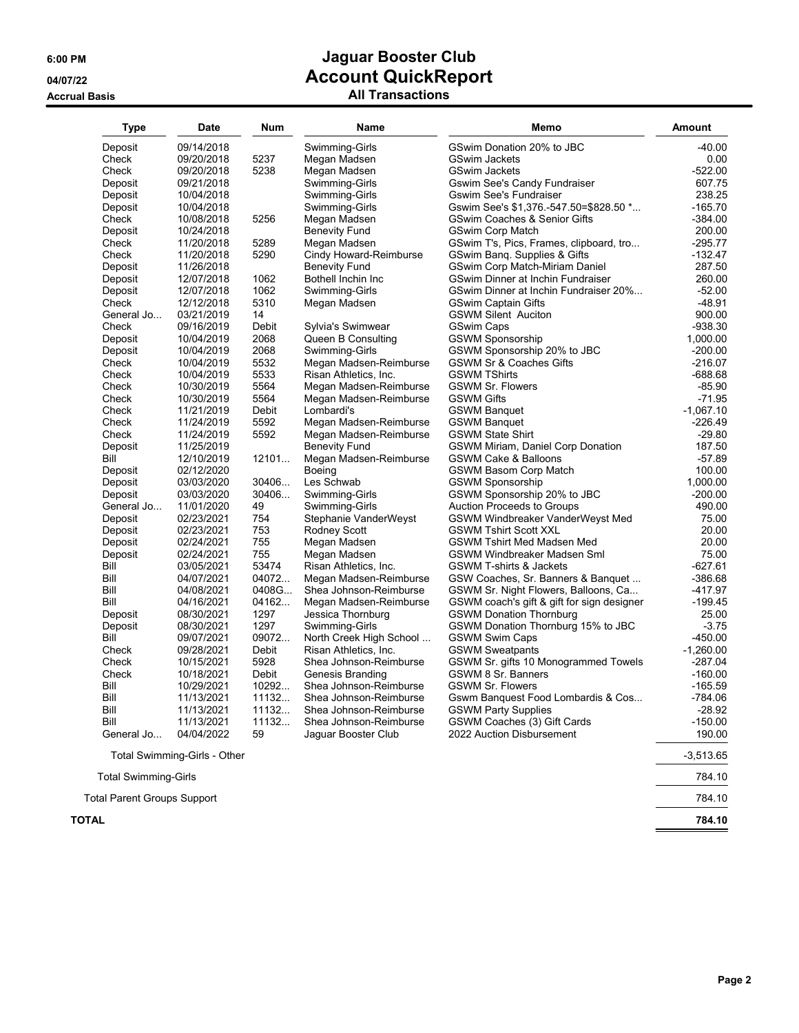# Jaguar Booster Club

## Account QuickReport

### All Transactions

6:00 PM
04/07/22
Accrual Basis

| Type | Date | Num | Name | Memo | Amount |
|---|---|---|---|---|---|
| Deposit | 09/14/2018 | | Swimming-Girls | GSwim Donation 20% to JBC | -40.00 |
| Check | 09/20/2018 | 5237 | Megan Madsen | GSwim Jackets | 0.00 |
| Check | 09/20/2018 | 5238 | Megan Madsen | GSwim Jackets | -522.00 |
| Deposit | 09/21/2018 | | Swimming-Girls | Gswim See's Candy Fundraiser | 607.75 |
| Deposit | 10/04/2018 | | Swimming-Girls | Gswim See's Fundraiser | 238.25 |
| Deposit | 10/04/2018 | | Swimming-Girls | Gswim See's $1,376.-547.50=$828.50 *... | -165.70 |
| Check | 10/08/2018 | 5256 | Megan Madsen | GSwim Coaches & Senior Gifts | -384.00 |
| Deposit | 10/24/2018 | | Benevity Fund | GSwim Corp Match | 200.00 |
| Check | 11/20/2018 | 5289 | Megan Madsen | GSwim T's, Pics, Frames, clipboard, tro... | -295.77 |
| Check | 11/20/2018 | 5290 | Cindy Howard-Reimburse | GSwim Banq. Supplies & Gifts | -132.47 |
| Deposit | 11/26/2018 | | Benevity Fund | GSwim Corp Match-Miriam Daniel | 287.50 |
| Deposit | 12/07/2018 | 1062 | Bothell Inchin Inc | GSwim Dinner at Inchin Fundraiser | 260.00 |
| Deposit | 12/07/2018 | 1062 | Swimming-Girls | GSwim Dinner at Inchin Fundraiser 20%... | -52.00 |
| Check | 12/12/2018 | 5310 | Megan Madsen | GSwim Captain Gifts | -48.91 |
| General Jo... | 03/21/2019 | 14 | | GSWM Silent Auciton | 900.00 |
| Check | 09/16/2019 | Debit | Sylvia's Swimwear | GSwim Caps | -938.30 |
| Deposit | 10/04/2019 | 2068 | Queen B Consulting | GSWM Sponsorship | 1,000.00 |
| Deposit | 10/04/2019 | 2068 | Swimming-Girls | GSWM Sponsorship 20% to JBC | -200.00 |
| Check | 10/04/2019 | 5532 | Megan Madsen-Reimburse | GSWM Sr & Coaches Gifts | -216.07 |
| Check | 10/04/2019 | 5533 | Risan Athletics, Inc. | GSWM TShirts | -688.68 |
| Check | 10/30/2019 | 5564 | Megan Madsen-Reimburse | GSWM Sr. Flowers | -85.90 |
| Check | 10/30/2019 | 5564 | Megan Madsen-Reimburse | GSWM Gifts | -71.95 |
| Check | 11/21/2019 | Debit | Lombardi's | GSWM Banquet | -1,067.10 |
| Check | 11/24/2019 | 5592 | Megan Madsen-Reimburse | GSWM Banquet | -226.49 |
| Check | 11/24/2019 | 5592 | Megan Madsen-Reimburse | GSWM State Shirt | -29.80 |
| Deposit | 11/25/2019 | | Benevity Fund | GSWM Miriam, Daniel Corp Donation | 187.50 |
| Bill | 12/10/2019 | 12101... | Megan Madsen-Reimburse | GSWM Cake & Balloons | -57.89 |
| Deposit | 02/12/2020 | | Boeing | GSWM Basom Corp Match | 100.00 |
| Deposit | 03/03/2020 | 30406... | Les Schwab | GSWM Sponsorship | 1,000.00 |
| Deposit | 03/03/2020 | 30406... | Swimming-Girls | GSWM Sponsorship 20% to JBC | -200.00 |
| General Jo... | 11/01/2020 | 49 | Swimming-Girls | Auction Proceeds to Groups | 490.00 |
| Deposit | 02/23/2021 | 754 | Stephanie VanderWeyst | GSWM Windbreaker VanderWeyst Med | 75.00 |
| Deposit | 02/23/2021 | 753 | Rodney Scott | GSWM Tshirt Scott XXL | 20.00 |
| Deposit | 02/24/2021 | 755 | Megan Madsen | GSWM Tshirt Med Madsen Med | 20.00 |
| Deposit | 02/24/2021 | 755 | Megan Madsen | GSWM Windbreaker Madsen Sml | 75.00 |
| Bill | 03/05/2021 | 53474 | Risan Athletics, Inc. | GSWM T-shirts & Jackets | -627.61 |
| Bill | 04/07/2021 | 04072... | Megan Madsen-Reimburse | GSW Coaches, Sr. Banners & Banquet ... | -386.68 |
| Bill | 04/08/2021 | 0408G... | Shea Johnson-Reimburse | GSWM Sr. Night Flowers, Balloons, Ca... | -417.97 |
| Bill | 04/16/2021 | 04162... | Megan Madsen-Reimburse | GSWM coach's gift & gift for sign designer | -199.45 |
| Deposit | 08/30/2021 | 1297 | Jessica Thornburg | GSWM Donation Thornburg | 25.00 |
| Deposit | 08/30/2021 | 1297 | Swimming-Girls | GSWM Donation Thornburg 15% to JBC | -3.75 |
| Bill | 09/07/2021 | 09072... | North Creek High School ... | GSWM Swim Caps | -450.00 |
| Check | 09/28/2021 | Debit | Risan Athletics, Inc. | GSWM Sweatpants | -1,260.00 |
| Check | 10/15/2021 | 5928 | Shea Johnson-Reimburse | GSWM Sr. gifts 10 Monogrammed Towels | -287.04 |
| Check | 10/18/2021 | Debit | Genesis Branding | GSWM 8 Sr. Banners | -160.00 |
| Bill | 10/29/2021 | 10292... | Shea Johnson-Reimburse | GSWM Sr. Flowers | -165.59 |
| Bill | 11/13/2021 | 11132... | Shea Johnson-Reimburse | Gswm Banquest Food Lombardis & Cos... | -784.06 |
| Bill | 11/13/2021 | 11132... | Shea Johnson-Reimburse | GSWM Party Supplies | -28.92 |
| Bill | 11/13/2021 | 11132... | Shea Johnson-Reimburse | GSWM Coaches (3) Gift Cards | -150.00 |
| General Jo... | 04/04/2022 | 59 | Jaguar Booster Club | 2022 Auction Disbursement | 190.00 |
| Total Swimming-Girls - Other | | | | | -3,513.65 |
| Total Swimming-Girls | | | | | 784.10 |
| Total Parent Groups Support | | | | | 784.10 |
| **TOTAL** | | | | | **784.10** |